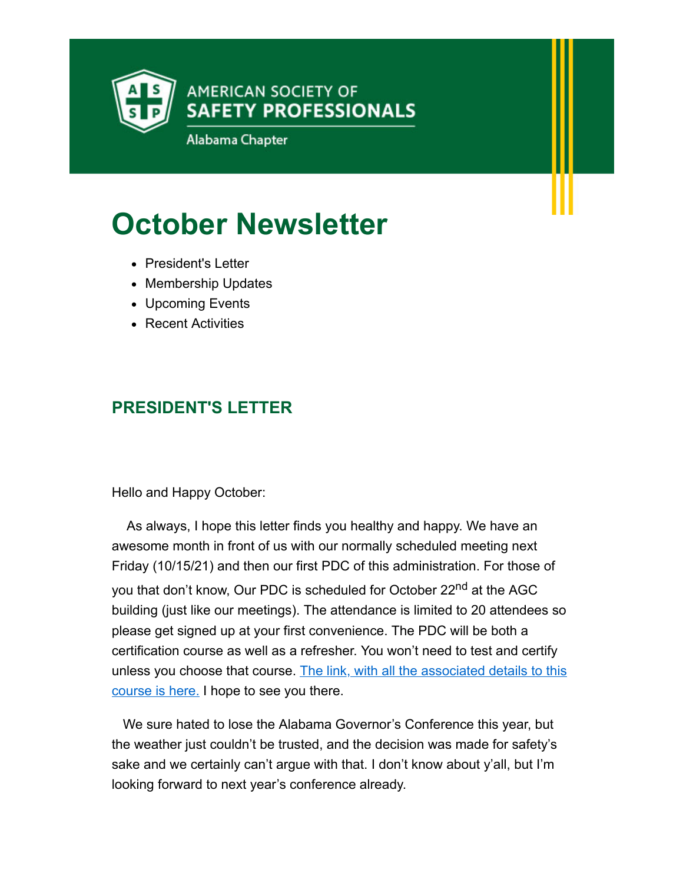AMERICAN SOCIETY OF
**SAFETY PROFESSIONALS**

Alabama Chapter

# October Newsletter

- President's Letter
- Membership Updates
- Upcoming Events
- Recent Activities

## PRESIDENT'S LETTER

Hello and Happy October:

As always, I hope this letter finds you healthy and happy. We have an awesome month in front of us with our normally scheduled meeting next Friday (10/15/21) and then our first PDC of this administration. For those of you that don't know, Our PDC is scheduled for October 22nd at the AGC building (just like our meetings). The attendance is limited to 20 attendees so please get signed up at your first convenience. The PDC will be both a certification course as well as a refresher. You won't need to test and certify unless you choose that course. The link, with all the associated details to this course is here. I hope to see you there.

We sure hated to lose the Alabama Governor's Conference this year, but the weather just couldn't be trusted, and the decision was made for safety's sake and we certainly can't argue with that. I don't know about y'all, but I'm looking forward to next year's conference already.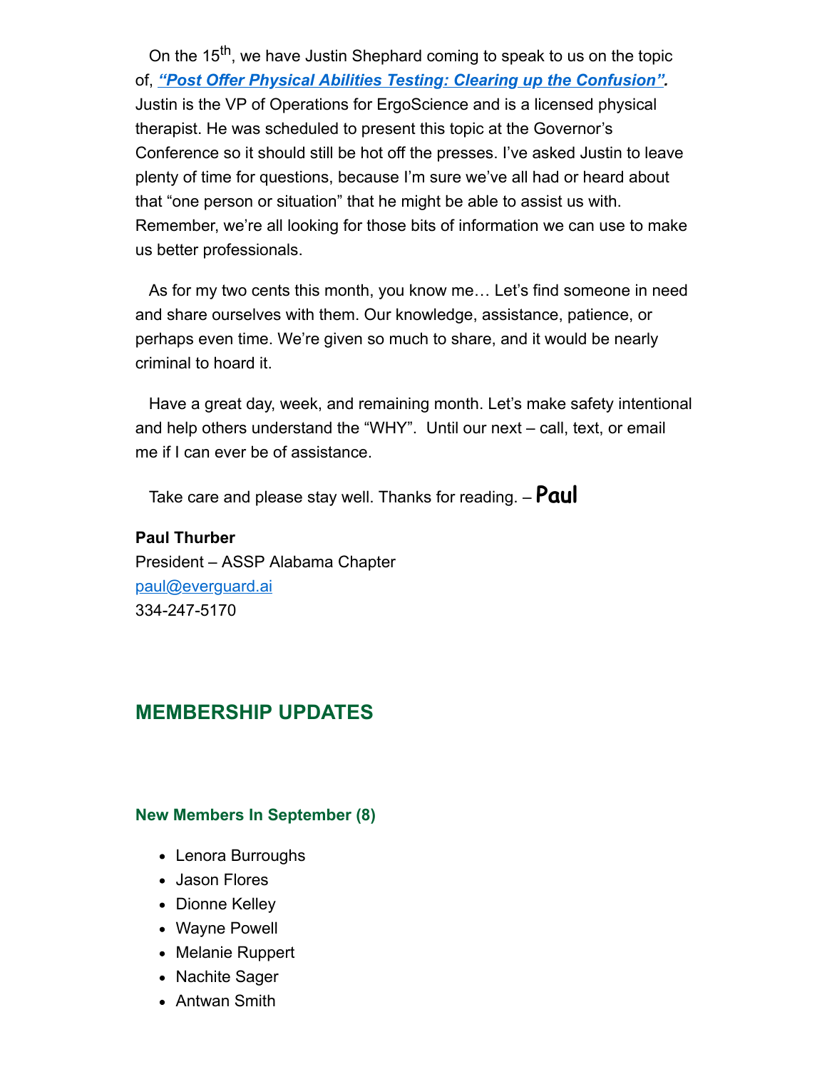On the 15th, we have Justin Shephard coming to speak to us on the topic of, ***"Post Offer Physical Abilities Testing: Clearing up the Confusion".*** Justin is the VP of Operations for ErgoScience and is a licensed physical therapist. He was scheduled to present this topic at the Governor's Conference so it should still be hot off the presses. I've asked Justin to leave plenty of time for questions, because I'm sure we've all had or heard about that "one person or situation" that he might be able to assist us with. Remember, we're all looking for those bits of information we can use to make us better professionals.

As for my two cents this month, you know me… Let's find someone in need and share ourselves with them. Our knowledge, assistance, patience, or perhaps even time. We're given so much to share, and it would be nearly criminal to hoard it.

Have a great day, week, and remaining month. Let's make safety intentional and help others understand the "WHY". Until our next – call, text, or email me if I can ever be of assistance.

Take care and please stay well. Thanks for reading. – **Paul**

**Paul Thurber**
President – ASSP Alabama Chapter
paul@everguard.ai
334-247-5170

## MEMBERSHIP UPDATES

### New Members In September (8)

- Lenora Burroughs
- Jason Flores
- Dionne Kelley
- Wayne Powell
- Melanie Ruppert
- Nachite Sager
- Antwan Smith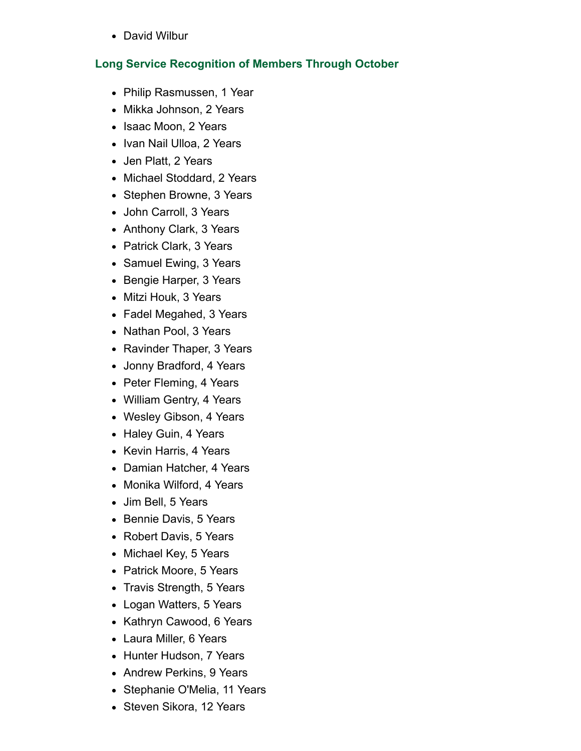- David Wilbur

### Long Service Recognition of Members Through October

- Philip Rasmussen, 1 Year
- Mikka Johnson, 2 Years
- Isaac Moon, 2 Years
- Ivan Nail Ulloa, 2 Years
- Jen Platt, 2 Years
- Michael Stoddard, 2 Years
- Stephen Browne, 3 Years
- John Carroll, 3 Years
- Anthony Clark, 3 Years
- Patrick Clark, 3 Years
- Samuel Ewing, 3 Years
- Bengie Harper, 3 Years
- Mitzi Houk, 3 Years
- Fadel Megahed, 3 Years
- Nathan Pool, 3 Years
- Ravinder Thaper, 3 Years
- Jonny Bradford, 4 Years
- Peter Fleming, 4 Years
- William Gentry, 4 Years
- Wesley Gibson, 4 Years
- Haley Guin, 4 Years
- Kevin Harris, 4 Years
- Damian Hatcher, 4 Years
- Monika Wilford, 4 Years
- Jim Bell, 5 Years
- Bennie Davis, 5 Years
- Robert Davis, 5 Years
- Michael Key, 5 Years
- Patrick Moore, 5 Years
- Travis Strength, 5 Years
- Logan Watters, 5 Years
- Kathryn Cawood, 6 Years
- Laura Miller, 6 Years
- Hunter Hudson, 7 Years
- Andrew Perkins, 9 Years
- Stephanie O'Melia, 11 Years
- Steven Sikora, 12 Years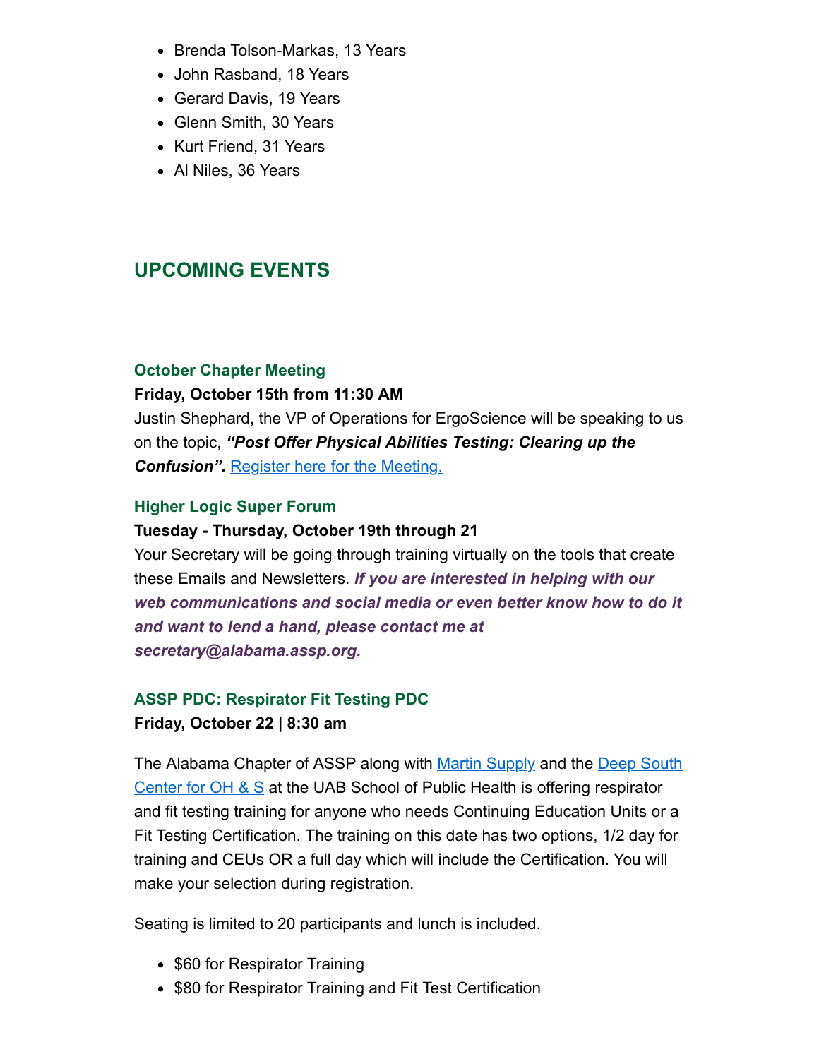- Brenda Tolson-Markas, 13 Years
- John Rasband, 18 Years
- Gerard Davis, 19 Years
- Glenn Smith, 30 Years
- Kurt Friend, 31 Years
- Al Niles, 36 Years

## UPCOMING EVENTS

### October Chapter Meeting

**Friday, October 15th from 11:30 AM**

Justin Shephard, the VP of Operations for ErgoScience will be speaking to us on the topic, ***"Post Offer Physical Abilities Testing: Clearing up the Confusion".*** Register here for the Meeting.

### Higher Logic Super Forum

**Tuesday - Thursday, October 19th through 21**

Your Secretary will be going through training virtually on the tools that create these Emails and Newsletters. ***If you are interested in helping with our web communications and social media or even better know how to do it and want to lend a hand, please contact me at secretary@alabama.assp.org.***

### ASSP PDC: Respirator Fit Testing PDC

**Friday, October 22 | 8:30 am**

The Alabama Chapter of ASSP along with Martin Supply and the Deep South Center for OH & S at the UAB School of Public Health is offering respirator and fit testing training for anyone who needs Continuing Education Units or a Fit Testing Certification. The training on this date has two options, 1/2 day for training and CEUs OR a full day which will include the Certification. You will make your selection during registration.

Seating is limited to 20 participants and lunch is included.

- $60 for Respirator Training
- $80 for Respirator Training and Fit Test Certification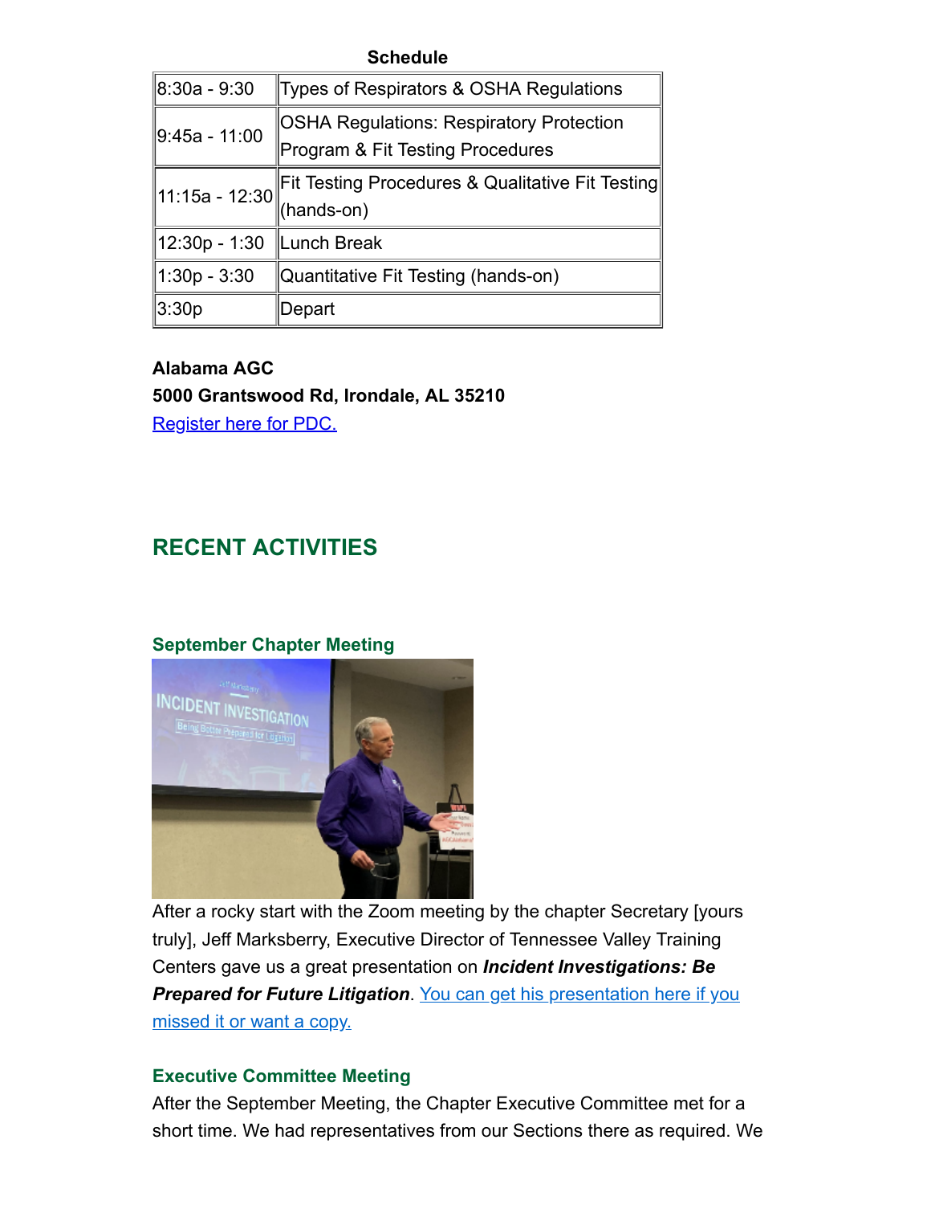**Schedule**

| | |
|---|---|
| 8:30a - 9:30 | Types of Respirators & OSHA Regulations |
| 9:45a - 11:00 | OSHA Regulations: Respiratory Protection Program & Fit Testing Procedures |
| 11:15a - 12:30 | Fit Testing Procedures & Qualitative Fit Testing (hands-on) |
| 12:30p - 1:30 | Lunch Break |
| 1:30p - 3:30 | Quantitative Fit Testing (hands-on) |
| 3:30p | Depart |

**Alabama AGC**
**5000 Grantswood Rd, Irondale, AL 35210**
Register here for PDC.

## RECENT ACTIVITIES

### September Chapter Meeting

After a rocky start with the Zoom meeting by the chapter Secretary [yours truly], Jeff Marksberry, Executive Director of Tennessee Valley Training Centers gave us a great presentation on ***Incident Investigations: Be Prepared for Future Litigation***. You can get his presentation here if you missed it or want a copy.

### Executive Committee Meeting

After the September Meeting, the Chapter Executive Committee met for a short time. We had representatives from our Sections there as required. We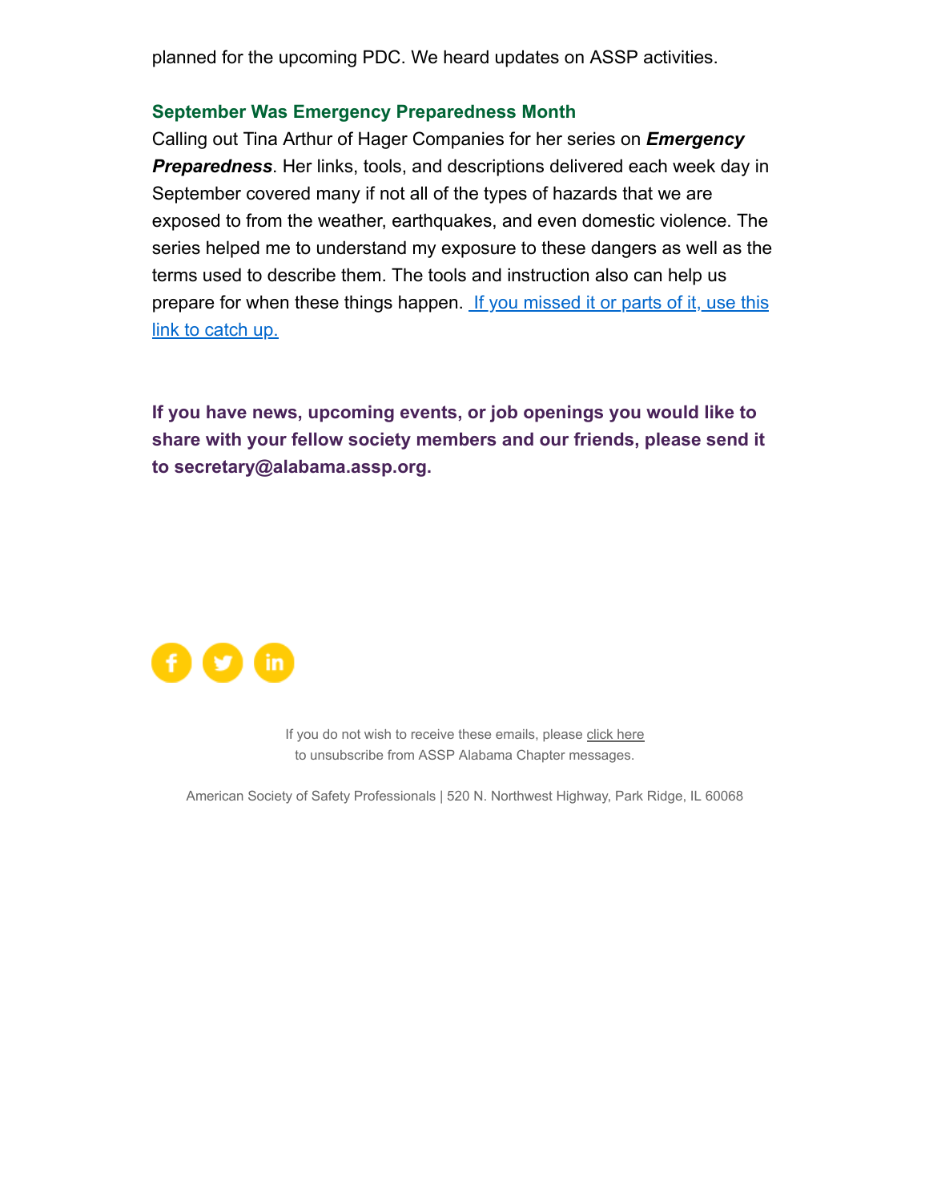planned for the upcoming PDC. We heard updates on ASSP activities.

### September Was Emergency Preparedness Month

Calling out Tina Arthur of Hager Companies for her series on ***Emergency Preparedness***. Her links, tools, and descriptions delivered each week day in September covered many if not all of the types of hazards that we are exposed to from the weather, earthquakes, and even domestic violence. The series helped me to understand my exposure to these dangers as well as the terms used to describe them. The tools and instruction also can help us prepare for when these things happen. If you missed it or parts of it, use this link to catch up.

**If you have news, upcoming events, or job openings you would like to share with your fellow society members and our friends, please send it to secretary@alabama.assp.org.**

If you do not wish to receive these emails, please click here to unsubscribe from ASSP Alabama Chapter messages.

American Society of Safety Professionals | 520 N. Northwest Highway, Park Ridge, IL 60068